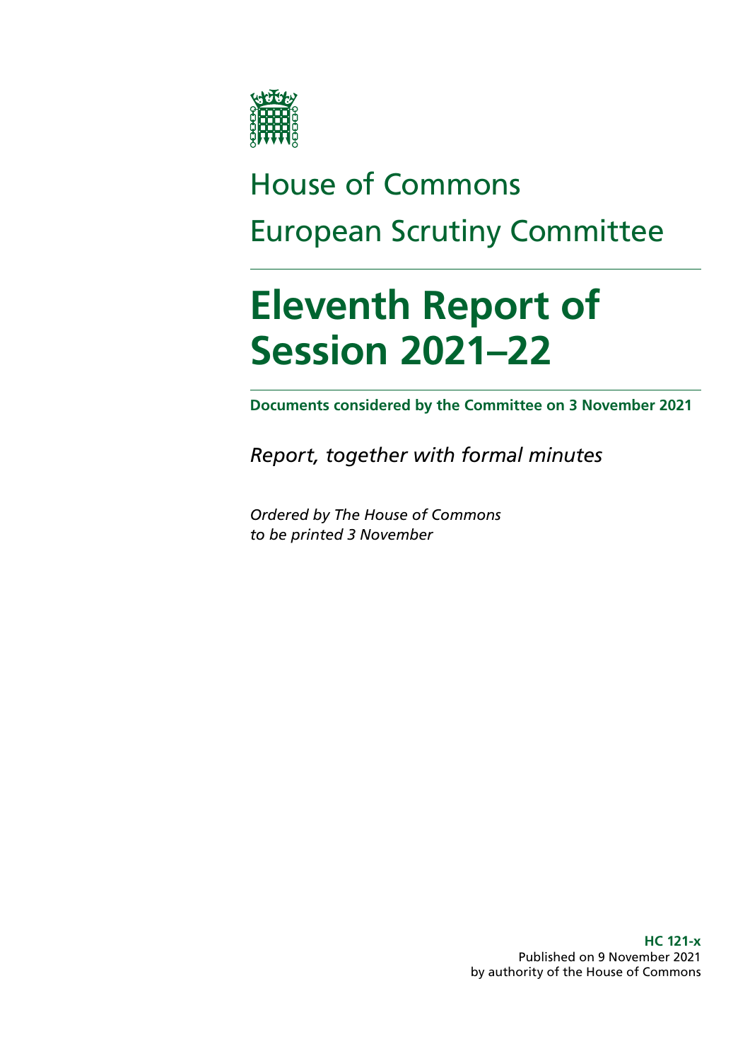House of Commons

European Scrutiny Committee

# Eleventh Report of Session 2021–22

**Documents considered by the Committee on 3 November 2021**

*Report, together with formal minutes*

*Ordered by The House of Commons to be printed 3 November*

**HC 121-x**
Published on 9 November 2021
by authority of the House of Commons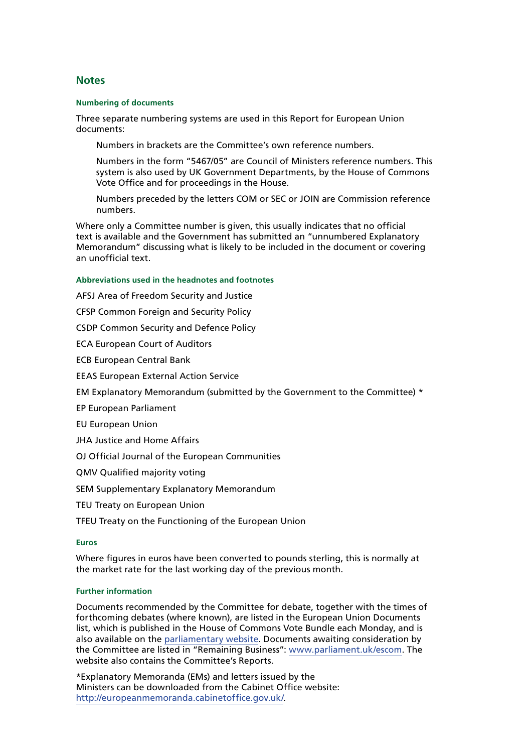## Notes

### Numbering of documents

Three separate numbering systems are used in this Report for European Union documents:

Numbers in brackets are the Committee's own reference numbers.

Numbers in the form "5467/05" are Council of Ministers reference numbers. This system is also used by UK Government Departments, by the House of Commons Vote Office and for proceedings in the House.

Numbers preceded by the letters COM or SEC or JOIN are Commission reference numbers.

Where only a Committee number is given, this usually indicates that no official text is available and the Government has submitted an "unnumbered Explanatory Memorandum" discussing what is likely to be included in the document or covering an unofficial text.

### Abbreviations used in the headnotes and footnotes

AFSJ Area of Freedom Security and Justice

CFSP Common Foreign and Security Policy

CSDP Common Security and Defence Policy

ECA European Court of Auditors

ECB European Central Bank

EEAS European External Action Service

EM Explanatory Memorandum (submitted by the Government to the Committee) *

EP European Parliament

EU European Union

JHA Justice and Home Affairs

OJ Official Journal of the European Communities

QMV Qualified majority voting

SEM Supplementary Explanatory Memorandum

TEU Treaty on European Union

TFEU Treaty on the Functioning of the European Union

### Euros

Where figures in euros have been converted to pounds sterling, this is normally at the market rate for the last working day of the previous month.

### Further information

Documents recommended by the Committee for debate, together with the times of forthcoming debates (where known), are listed in the European Union Documents list, which is published in the House of Commons Vote Bundle each Monday, and is also available on the parliamentary website. Documents awaiting consideration by the Committee are listed in "Remaining Business": www.parliament.uk/escom. The website also contains the Committee's Reports.

*Explanatory Memoranda (EMs) and letters issued by the Ministers can be downloaded from the Cabinet Office website: http://europeanmemoranda.cabinetoffice.gov.uk/.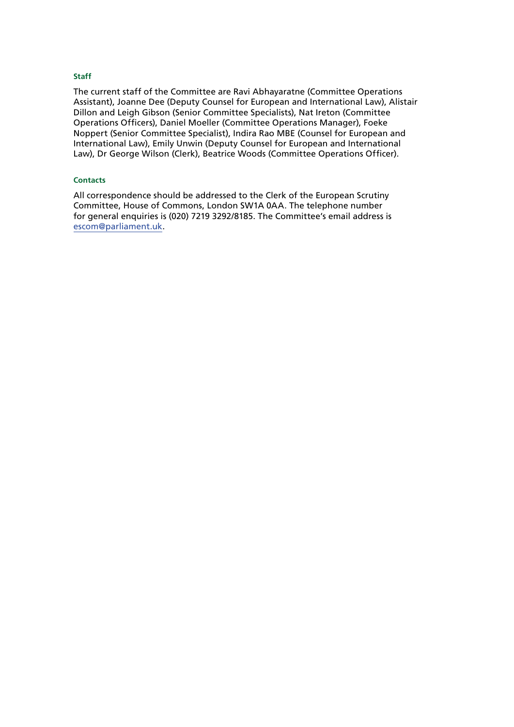### Staff

The current staff of the Committee are Ravi Abhayaratne (Committee Operations Assistant), Joanne Dee (Deputy Counsel for European and International Law), Alistair Dillon and Leigh Gibson (Senior Committee Specialists), Nat Ireton (Committee Operations Officers), Daniel Moeller (Committee Operations Manager), Foeke Noppert (Senior Committee Specialist), Indira Rao MBE (Counsel for European and International Law), Emily Unwin (Deputy Counsel for European and International Law), Dr George Wilson (Clerk), Beatrice Woods (Committee Operations Officer).

### Contacts

All correspondence should be addressed to the Clerk of the European Scrutiny Committee, House of Commons, London SW1A 0AA. The telephone number for general enquiries is (020) 7219 3292/8185. The Committee's email address is escom@parliament.uk.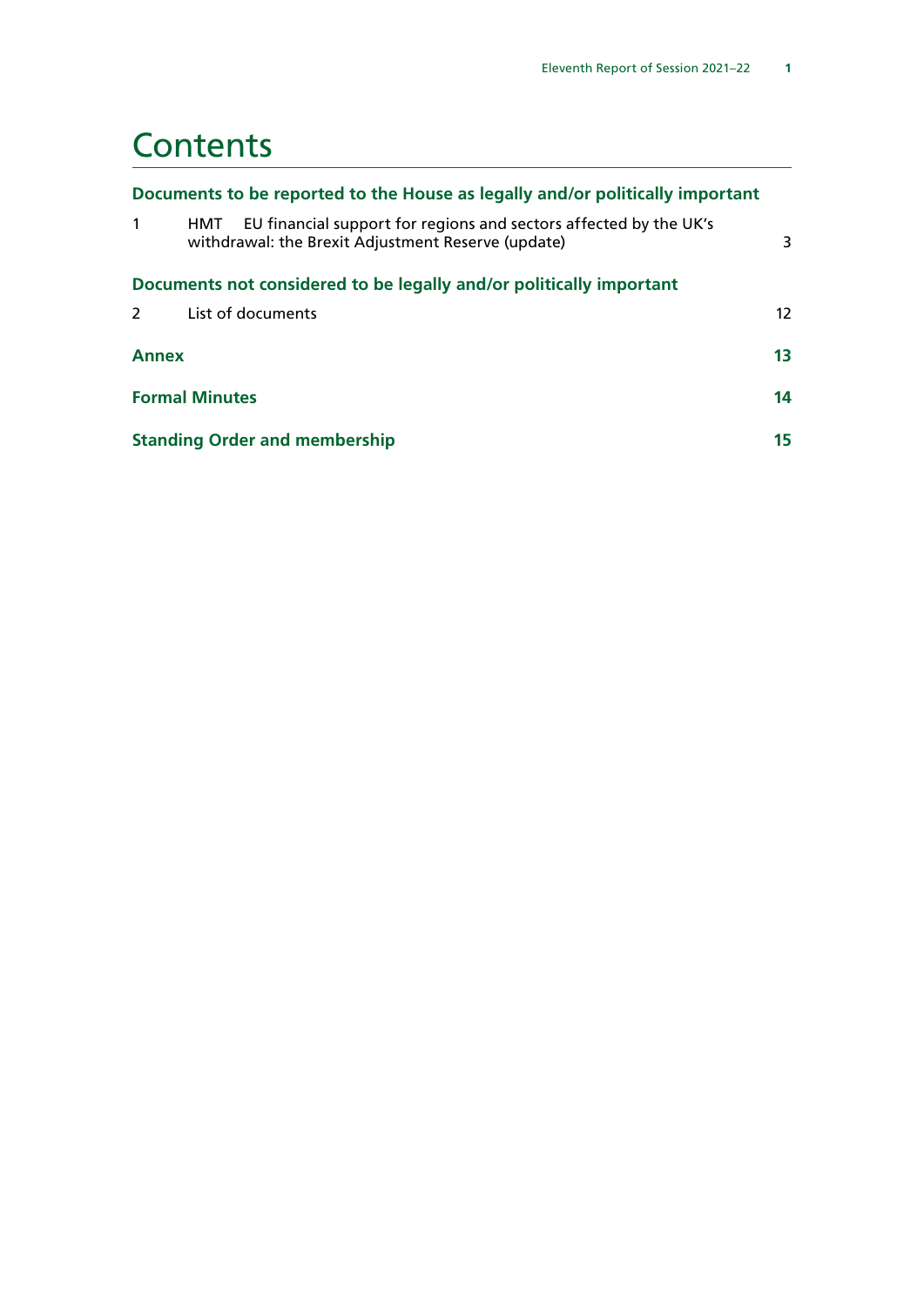# Contents

**Documents to be reported to the House as legally and/or politically important**

| | | |
|---|---|---|
| 1 | HMT EU financial support for regions and sectors affected by the UK's withdrawal: the Brexit Adjustment Reserve (update) | 3 |

**Documents not considered to be legally and/or politically important**

| | | |
|---|---|---|
| 2 | List of documents | 12 |

**Annex** 13

**Formal Minutes** 14

**Standing Order and membership** 15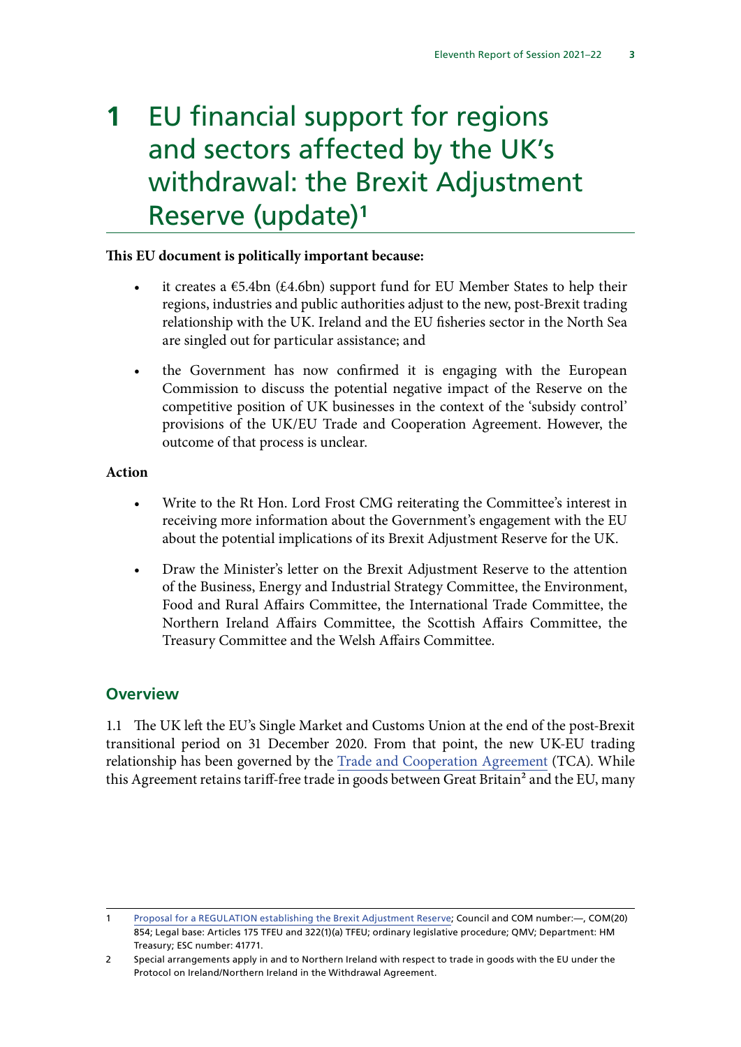# 1 EU financial support for regions and sectors affected by the UK's withdrawal: the Brexit Adjustment Reserve (update)[1]

**This EU document is politically important because:**

- it creates a €5.4bn (£4.6bn) support fund for EU Member States to help their regions, industries and public authorities adjust to the new, post-Brexit trading relationship with the UK. Ireland and the EU fisheries sector in the North Sea are singled out for particular assistance; and
- the Government has now confirmed it is engaging with the European Commission to discuss the potential negative impact of the Reserve on the competitive position of UK businesses in the context of the 'subsidy control' provisions of the UK/EU Trade and Cooperation Agreement. However, the outcome of that process is unclear.

**Action**

- Write to the Rt Hon. Lord Frost CMG reiterating the Committee's interest in receiving more information about the Government's engagement with the EU about the potential implications of its Brexit Adjustment Reserve for the UK.
- Draw the Minister's letter on the Brexit Adjustment Reserve to the attention of the Business, Energy and Industrial Strategy Committee, the Environment, Food and Rural Affairs Committee, the International Trade Committee, the Northern Ireland Affairs Committee, the Scottish Affairs Committee, the Treasury Committee and the Welsh Affairs Committee.

## Overview

1.1 The UK left the EU's Single Market and Customs Union at the end of the post-Brexit transitional period on 31 December 2020. From that point, the new UK-EU trading relationship has been governed by the Trade and Cooperation Agreement (TCA). While this Agreement retains tariff-free trade in goods between Great Britain[2] and the EU, many

---

1 Proposal for a REGULATION establishing the Brexit Adjustment Reserve; Council and COM number:—, COM(20) 854; Legal base: Articles 175 TFEU and 322(1)(a) TFEU; ordinary legislative procedure; QMV; Department: HM Treasury; ESC number: 41771.

2 Special arrangements apply in and to Northern Ireland with respect to trade in goods with the EU under the Protocol on Ireland/Northern Ireland in the Withdrawal Agreement.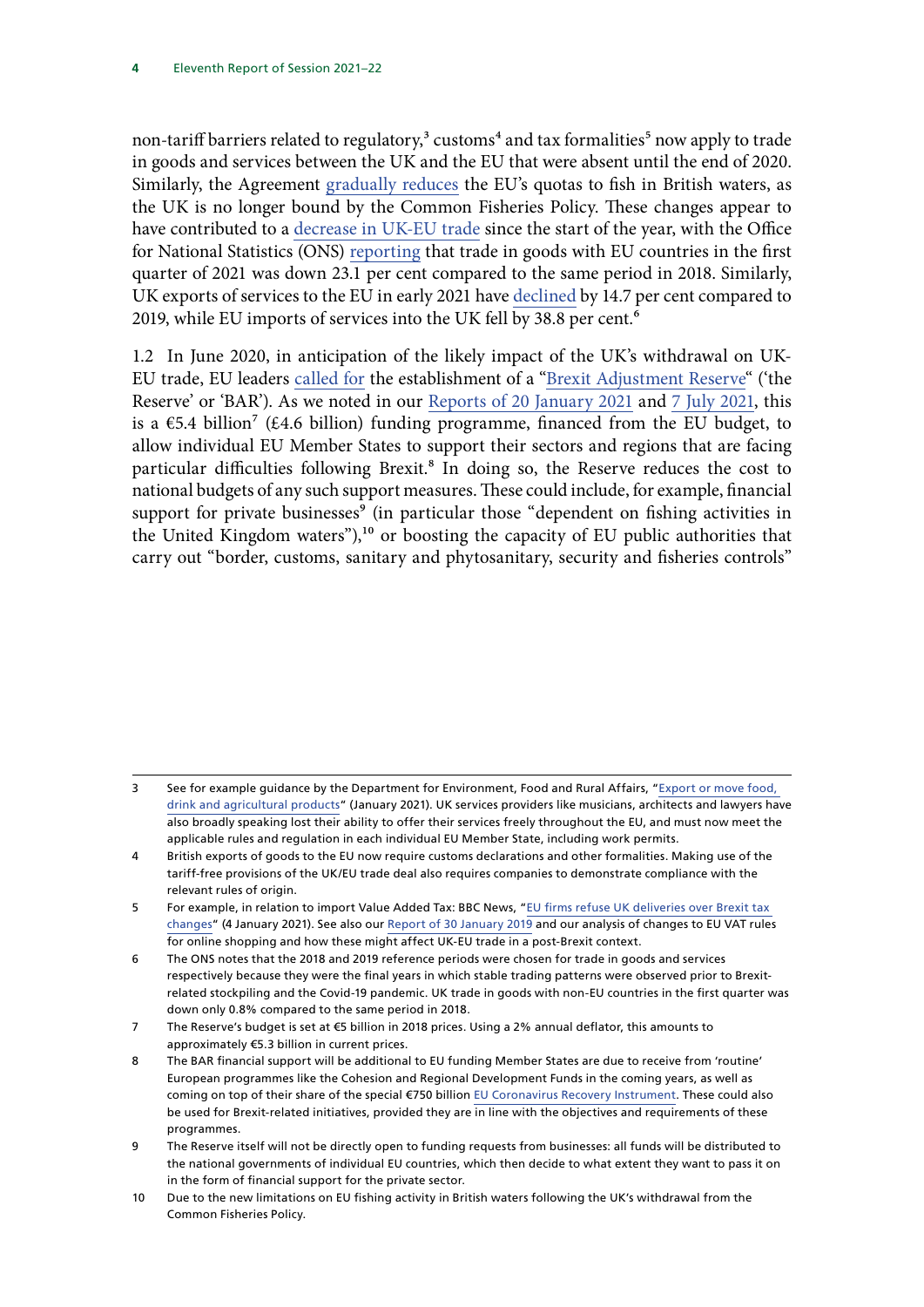non-tariff barriers related to regulatory,[3] customs[4] and tax formalities[5] now apply to trade in goods and services between the UK and the EU that were absent until the end of 2020. Similarly, the Agreement gradually reduces the EU's quotas to fish in British waters, as the UK is no longer bound by the Common Fisheries Policy. These changes appear to have contributed to a decrease in UK-EU trade since the start of the year, with the Office for National Statistics (ONS) reporting that trade in goods with EU countries in the first quarter of 2021 was down 23.1 per cent compared to the same period in 2018. Similarly, UK exports of services to the EU in early 2021 have declined by 14.7 per cent compared to 2019, while EU imports of services into the UK fell by 38.8 per cent.[6]

1.2 In June 2020, in anticipation of the likely impact of the UK's withdrawal on UK-EU trade, EU leaders called for the establishment of a "Brexit Adjustment Reserve" ('the Reserve' or 'BAR'). As we noted in our Reports of 20 January 2021 and 7 July 2021, this is a €5.4 billion[7] (£4.6 billion) funding programme, financed from the EU budget, to allow individual EU Member States to support their sectors and regions that are facing particular difficulties following Brexit.[8] In doing so, the Reserve reduces the cost to national budgets of any such support measures. These could include, for example, financial support for private businesses[9] (in particular those "dependent on fishing activities in the United Kingdom waters"),[10] or boosting the capacity of EU public authorities that carry out "border, customs, sanitary and phytosanitary, security and fisheries controls"

---

3 See for example guidance by the Department for Environment, Food and Rural Affairs, "Export or move food, drink and agricultural products" (January 2021). UK services providers like musicians, architects and lawyers have also broadly speaking lost their ability to offer their services freely throughout the EU, and must now meet the applicable rules and regulation in each individual EU Member State, including work permits.

4 British exports of goods to the EU now require customs declarations and other formalities. Making use of the tariff-free provisions of the UK/EU trade deal also requires companies to demonstrate compliance with the relevant rules of origin.

5 For example, in relation to import Value Added Tax: BBC News, "EU firms refuse UK deliveries over Brexit tax changes" (4 January 2021). See also our Report of 30 January 2019 and our analysis of changes to EU VAT rules for online shopping and how these might affect UK-EU trade in a post-Brexit context.

6 The ONS notes that the 2018 and 2019 reference periods were chosen for trade in goods and services respectively because they were the final years in which stable trading patterns were observed prior to Brexit-related stockpiling and the Covid-19 pandemic. UK trade in goods with non-EU countries in the first quarter was down only 0.8% compared to the same period in 2018.

7 The Reserve's budget is set at €5 billion in 2018 prices. Using a 2% annual deflator, this amounts to approximately €5.3 billion in current prices.

8 The BAR financial support will be additional to EU funding Member States are due to receive from 'routine' European programmes like the Cohesion and Regional Development Funds in the coming years, as well as coming on top of their share of the special €750 billion EU Coronavirus Recovery Instrument. These could also be used for Brexit-related initiatives, provided they are in line with the objectives and requirements of these programmes.

9 The Reserve itself will not be directly open to funding requests from businesses: all funds will be distributed to the national governments of individual EU countries, which then decide to what extent they want to pass it on in the form of financial support for the private sector.

10 Due to the new limitations on EU fishing activity in British waters following the UK's withdrawal from the Common Fisheries Policy.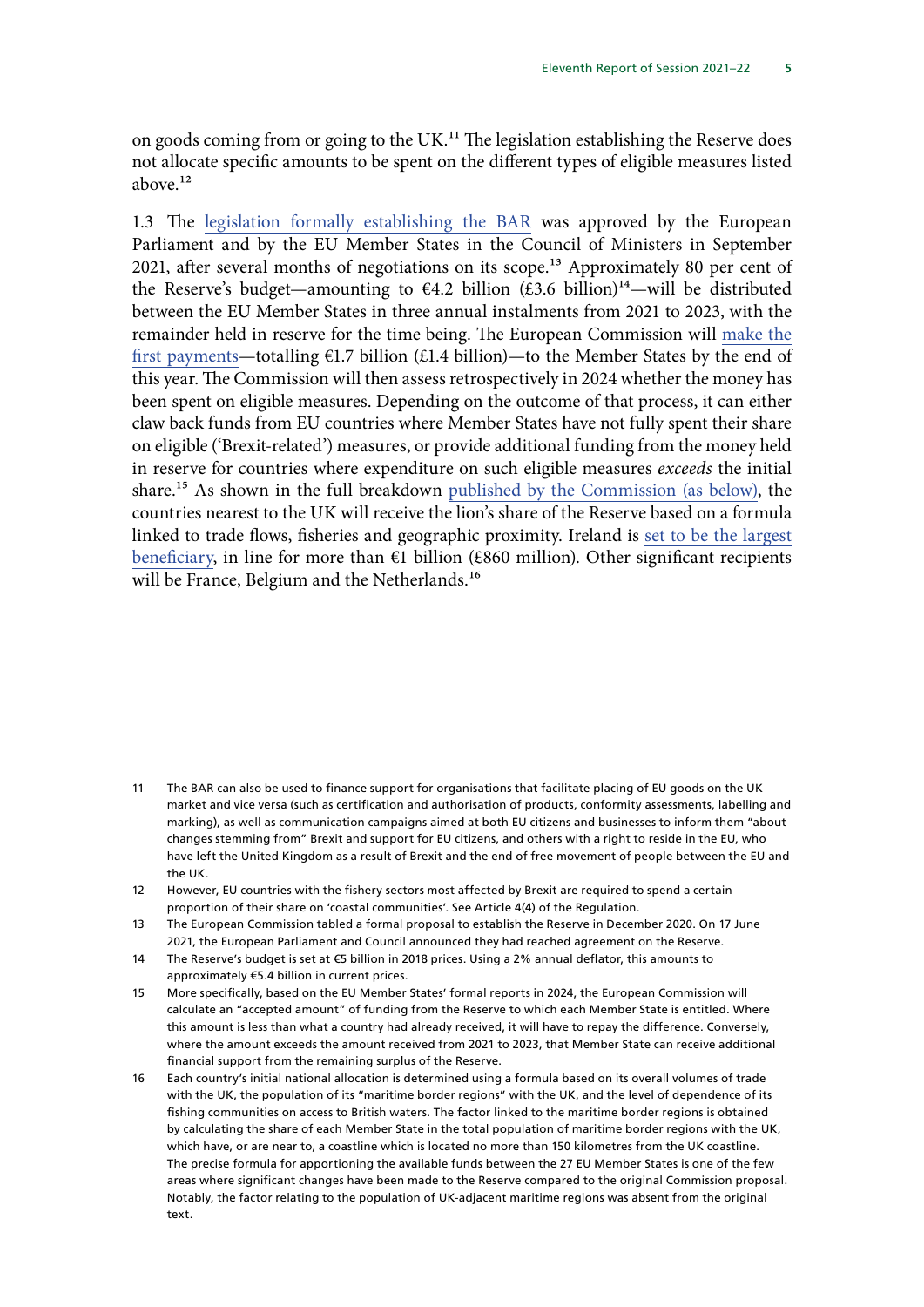on goods coming from or going to the UK.[11] The legislation establishing the Reserve does not allocate specific amounts to be spent on the different types of eligible measures listed above.[12]

1.3 The legislation formally establishing the BAR was approved by the European Parliament and by the EU Member States in the Council of Ministers in September 2021, after several months of negotiations on its scope.[13] Approximately 80 per cent of the Reserve's budget—amounting to €4.2 billion (£3.6 billion)[14]—will be distributed between the EU Member States in three annual instalments from 2021 to 2023, with the remainder held in reserve for the time being. The European Commission will make the first payments—totalling €1.7 billion (£1.4 billion)—to the Member States by the end of this year. The Commission will then assess retrospectively in 2024 whether the money has been spent on eligible measures. Depending on the outcome of that process, it can either claw back funds from EU countries where Member States have not fully spent their share on eligible ('Brexit-related') measures, or provide additional funding from the money held in reserve for countries where expenditure on such eligible measures *exceeds* the initial share.[15] As shown in the full breakdown published by the Commission (as below), the countries nearest to the UK will receive the lion's share of the Reserve based on a formula linked to trade flows, fisheries and geographic proximity. Ireland is set to be the largest beneficiary, in line for more than €1 billion (£860 million). Other significant recipients will be France, Belgium and the Netherlands.[16]

---

11 The BAR can also be used to finance support for organisations that facilitate placing of EU goods on the UK market and vice versa (such as certification and authorisation of products, conformity assessments, labelling and marking), as well as communication campaigns aimed at both EU citizens and businesses to inform them "about changes stemming from" Brexit and support for EU citizens, and others with a right to reside in the EU, who have left the United Kingdom as a result of Brexit and the end of free movement of people between the EU and the UK.

12 However, EU countries with the fishery sectors most affected by Brexit are required to spend a certain proportion of their share on 'coastal communities'. See Article 4(4) of the Regulation.

13 The European Commission tabled a formal proposal to establish the Reserve in December 2020. On 17 June 2021, the European Parliament and Council announced they had reached agreement on the Reserve.

14 The Reserve's budget is set at €5 billion in 2018 prices. Using a 2% annual deflator, this amounts to approximately €5.4 billion in current prices.

15 More specifically, based on the EU Member States' formal reports in 2024, the European Commission will calculate an "accepted amount" of funding from the Reserve to which each Member State is entitled. Where this amount is less than what a country had already received, it will have to repay the difference. Conversely, where the amount exceeds the amount received from 2021 to 2023, that Member State can receive additional financial support from the remaining surplus of the Reserve.

16 Each country's initial national allocation is determined using a formula based on its overall volumes of trade with the UK, the population of its "maritime border regions" with the UK, and the level of dependence of its fishing communities on access to British waters. The factor linked to the maritime border regions is obtained by calculating the share of each Member State in the total population of maritime border regions with the UK, which have, or are near to, a coastline which is located no more than 150 kilometres from the UK coastline. The precise formula for apportioning the available funds between the 27 EU Member States is one of the few areas where significant changes have been made to the Reserve compared to the original Commission proposal. Notably, the factor relating to the population of UK-adjacent maritime regions was absent from the original text.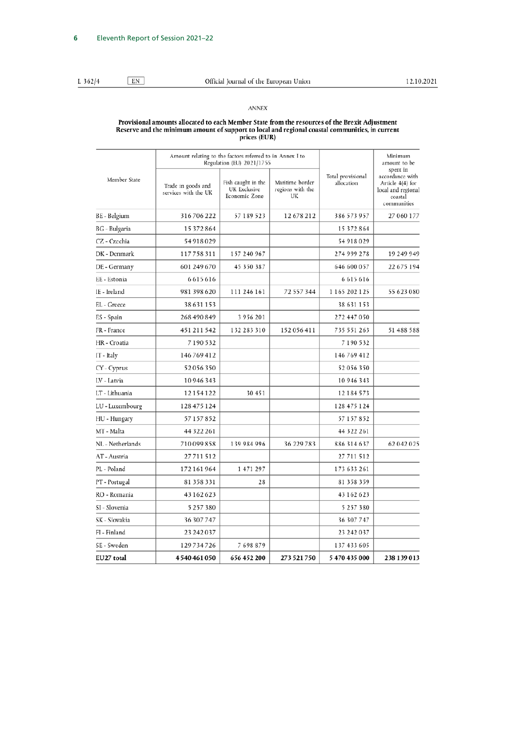*ANNEX*

**Provisional amounts allocated to each Member State from the resources of the Brexit Adjustment Reserve and the minimum amount of support to local and regional coastal communities, in current prices (EUR)**

| Member State | Amount relating to the factors referred to in Annex I to Regulation (EU) 2021/1755 | | | Total provisional allocation | Minimum amount to be spent in accordance with Article 4(4) for local and regional coastal communities |
|---|---|---|---|---|---|
| | Trade in goods and services with the UK | Fish caught in the UK Exclusive Economic Zone | Maritime border regions with the UK | | |
| BE - Belgium | 316 706 222 | 57 189 523 | 12 678 212 | 386 573 957 | 27 060 177 |
| BG - Bulgaria | 15 372 864 | | | 15 372 864 | |
| CZ - Czechia | 54 918 029 | | | 54 918 029 | |
| DK - Denmark | 117 758 311 | 157 240 967 | | 274 999 278 | 19 249 949 |
| DE - Germany | 601 249 670 | 45 350 387 | | 646 600 057 | 22 675 194 |
| EE - Estonia | 6 615 616 | | | 6 615 616 | |
| IE - Ireland | 981 398 620 | 111 246 161 | 72 557 344 | 1 165 202 125 | 55 623 080 |
| EL - Greece | 38 631 153 | | | 38 631 153 | |
| ES - Spain | 268 490 849 | 3 956 201 | | 272 447 050 | |
| FR - France | 451 211 542 | 132 283 310 | 152 056 411 | 735 551 263 | 51 488 588 |
| HR - Croatia | 7 190 532 | | | 7 190 532 | |
| IT - Italy | 146 769 412 | | | 146 769 412 | |
| CY - Cyprus | 52 056 350 | | | 52 056 350 | |
| LV - Latvia | 10 946 343 | | | 10 946 343 | |
| LT - Lithuania | 12 154 122 | 30 451 | | 12 184 573 | |
| LU - Luxembourg | 128 475 124 | | | 128 475 124 | |
| HU - Hungary | 57 157 852 | | | 57 157 852 | |
| MT - Malta | 44 322 261 | | | 44 322 261 | |
| NL - Netherlands | 710 099 858 | 139 984 996 | 36 229 783 | 886 314 637 | 62 042 025 |
| AT - Austria | 27 711 512 | | | 27 711 512 | |
| PL - Poland | 172 161 964 | 1 471 297 | | 173 633 261 | |
| PT - Portugal | 81 358 331 | 28 | | 81 358 359 | |
| RO - Romania | 43 162 623 | | | 43 162 623 | |
| SI - Slovenia | 5 257 380 | | | 5 257 380 | |
| SK - Slovakia | 36 307 747 | | | 36 307 747 | |
| FI - Finland | 23 242 037 | | | 23 242 037 | |
| SE - Sweden | 129 734 726 | 7 698 879 | | 137 433 605 | |
| **EU27 total** | **4 540 461 050** | **656 452 200** | **273 521 750** | **5 470 435 000** | **238 139 013** |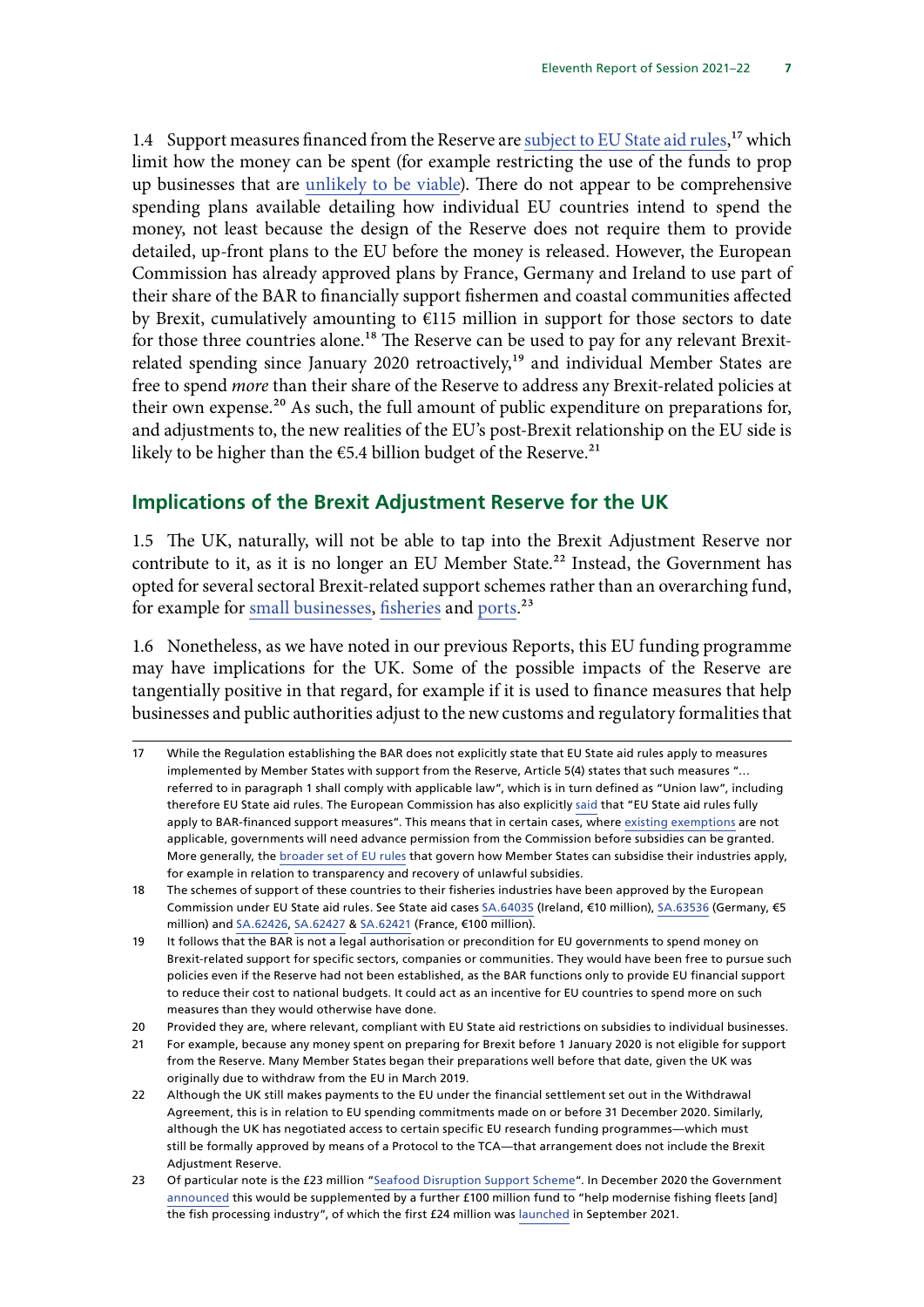1.4 Support measures financed from the Reserve are subject to EU State aid rules,[17] which limit how the money can be spent (for example restricting the use of the funds to prop up businesses that are unlikely to be viable). There do not appear to be comprehensive spending plans available detailing how individual EU countries intend to spend the money, not least because the design of the Reserve does not require them to provide detailed, up-front plans to the EU before the money is released. However, the European Commission has already approved plans by France, Germany and Ireland to use part of their share of the BAR to financially support fishermen and coastal communities affected by Brexit, cumulatively amounting to €115 million in support for those sectors to date for those three countries alone.[18] The Reserve can be used to pay for any relevant Brexit-related spending since January 2020 retroactively,[19] and individual Member States are free to spend *more* than their share of the Reserve to address any Brexit-related policies at their own expense.[20] As such, the full amount of public expenditure on preparations for, and adjustments to, the new realities of the EU's post-Brexit relationship on the EU side is likely to be higher than the €5.4 billion budget of the Reserve.[21]

## Implications of the Brexit Adjustment Reserve for the UK

1.5 The UK, naturally, will not be able to tap into the Brexit Adjustment Reserve nor contribute to it, as it is no longer an EU Member State.[22] Instead, the Government has opted for several sectoral Brexit-related support schemes rather than an overarching fund, for example for small businesses, fisheries and ports.[23]

1.6 Nonetheless, as we have noted in our previous Reports, this EU funding programme may have implications for the UK. Some of the possible impacts of the Reserve are tangentially positive in that regard, for example if it is used to finance measures that help businesses and public authorities adjust to the new customs and regulatory formalities that

---

17 While the Regulation establishing the BAR does not explicitly state that EU State aid rules apply to measures implemented by Member States with support from the Reserve, Article 5(4) states that such measures "… referred to in paragraph 1 shall comply with applicable law", which is in turn defined as "Union law", including therefore EU State aid rules. The European Commission has also explicitly said that "EU State aid rules fully apply to BAR-financed support measures". This means that in certain cases, where existing exemptions are not applicable, governments will need advance permission from the Commission before subsidies can be granted. More generally, the broader set of EU rules that govern how Member States can subsidise their industries apply, for example in relation to transparency and recovery of unlawful subsidies.

18 The schemes of support of these countries to their fisheries industries have been approved by the European Commission under EU State aid rules. See State aid cases SA.64035 (Ireland, €10 million), SA.63536 (Germany, €5 million) and SA.62426, SA.62427 & SA.62421 (France, €100 million).

19 It follows that the BAR is not a legal authorisation or precondition for EU governments to spend money on Brexit-related support for specific sectors, companies or communities. They would have been free to pursue such policies even if the Reserve had not been established, as the BAR functions only to provide EU financial support to reduce their cost to national budgets. It could act as an incentive for EU countries to spend more on such measures than they would otherwise have done.

20 Provided they are, where relevant, compliant with EU State aid restrictions on subsidies to individual businesses.

21 For example, because any money spent on preparing for Brexit before 1 January 2020 is not eligible for support from the Reserve. Many Member States began their preparations well before that date, given the UK was originally due to withdraw from the EU in March 2019.

22 Although the UK still makes payments to the EU under the financial settlement set out in the Withdrawal Agreement, this is in relation to EU spending commitments made on or before 31 December 2020. Similarly, although the UK has negotiated access to certain specific EU research funding programmes—which must still be formally approved by means of a Protocol to the TCA—that arrangement does not include the Brexit Adjustment Reserve.

23 Of particular note is the £23 million "Seafood Disruption Support Scheme". In December 2020 the Government announced this would be supplemented by a further £100 million fund to "help modernise fishing fleets [and] the fish processing industry", of which the first £24 million was launched in September 2021.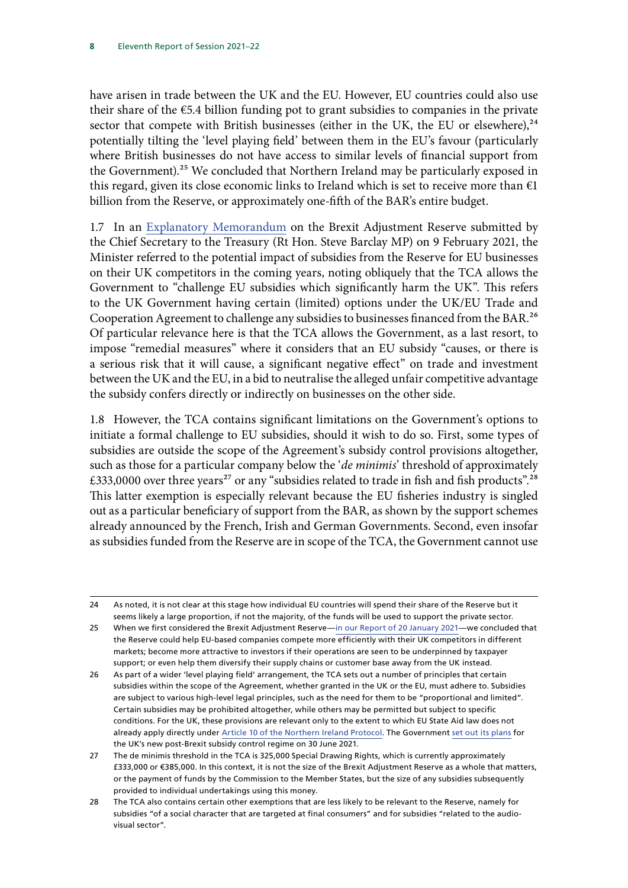have arisen in trade between the UK and the EU. However, EU countries could also use their share of the €5.4 billion funding pot to grant subsidies to companies in the private sector that compete with British businesses (either in the UK, the EU or elsewhere),[24] potentially tilting the 'level playing field' between them in the EU's favour (particularly where British businesses do not have access to similar levels of financial support from the Government).[25] We concluded that Northern Ireland may be particularly exposed in this regard, given its close economic links to Ireland which is set to receive more than €1 billion from the Reserve, or approximately one-fifth of the BAR's entire budget.

1.7 In an Explanatory Memorandum on the Brexit Adjustment Reserve submitted by the Chief Secretary to the Treasury (Rt Hon. Steve Barclay MP) on 9 February 2021, the Minister referred to the potential impact of subsidies from the Reserve for EU businesses on their UK competitors in the coming years, noting obliquely that the TCA allows the Government to "challenge EU subsidies which significantly harm the UK". This refers to the UK Government having certain (limited) options under the UK/EU Trade and Cooperation Agreement to challenge any subsidies to businesses financed from the BAR.[26] Of particular relevance here is that the TCA allows the Government, as a last resort, to impose "remedial measures" where it considers that an EU subsidy "causes, or there is a serious risk that it will cause, a significant negative effect" on trade and investment between the UK and the EU, in a bid to neutralise the alleged unfair competitive advantage the subsidy confers directly or indirectly on businesses on the other side.

1.8 However, the TCA contains significant limitations on the Government's options to initiate a formal challenge to EU subsidies, should it wish to do so. First, some types of subsidies are outside the scope of the Agreement's subsidy control provisions altogether, such as those for a particular company below the '*de minimis*' threshold of approximately £333,0000 over three years[27] or any "subsidies related to trade in fish and fish products".[28] This latter exemption is especially relevant because the EU fisheries industry is singled out as a particular beneficiary of support from the BAR, as shown by the support schemes already announced by the French, Irish and German Governments. Second, even insofar as subsidies funded from the Reserve are in scope of the TCA, the Government cannot use

---

24 As noted, it is not clear at this stage how individual EU countries will spend their share of the Reserve but it seems likely a large proportion, if not the majority, of the funds will be used to support the private sector.

25 When we first considered the Brexit Adjustment Reserve—in our Report of 20 January 2021—we concluded that the Reserve could help EU-based companies compete more efficiently with their UK competitors in different markets; become more attractive to investors if their operations are seen to be underpinned by taxpayer support; or even help them diversify their supply chains or customer base away from the UK instead.

26 As part of a wider 'level playing field' arrangement, the TCA sets out a number of principles that certain subsidies within the scope of the Agreement, whether granted in the UK or the EU, must adhere to. Subsidies are subject to various high-level legal principles, such as the need for them to be "proportional and limited". Certain subsidies may be prohibited altogether, while others may be permitted but subject to specific conditions. For the UK, these provisions are relevant only to the extent to which EU State Aid law does not already apply directly under Article 10 of the Northern Ireland Protocol. The Government set out its plans for the UK's new post-Brexit subsidy control regime on 30 June 2021.

27 The de minimis threshold in the TCA is 325,000 Special Drawing Rights, which is currently approximately £333,000 or €385,000. In this context, it is not the size of the Brexit Adjustment Reserve as a whole that matters, or the payment of funds by the Commission to the Member States, but the size of any subsidies subsequently provided to individual undertakings using this money.

28 The TCA also contains certain other exemptions that are less likely to be relevant to the Reserve, namely for subsidies "of a social character that are targeted at final consumers" and for subsidies "related to the audio-visual sector".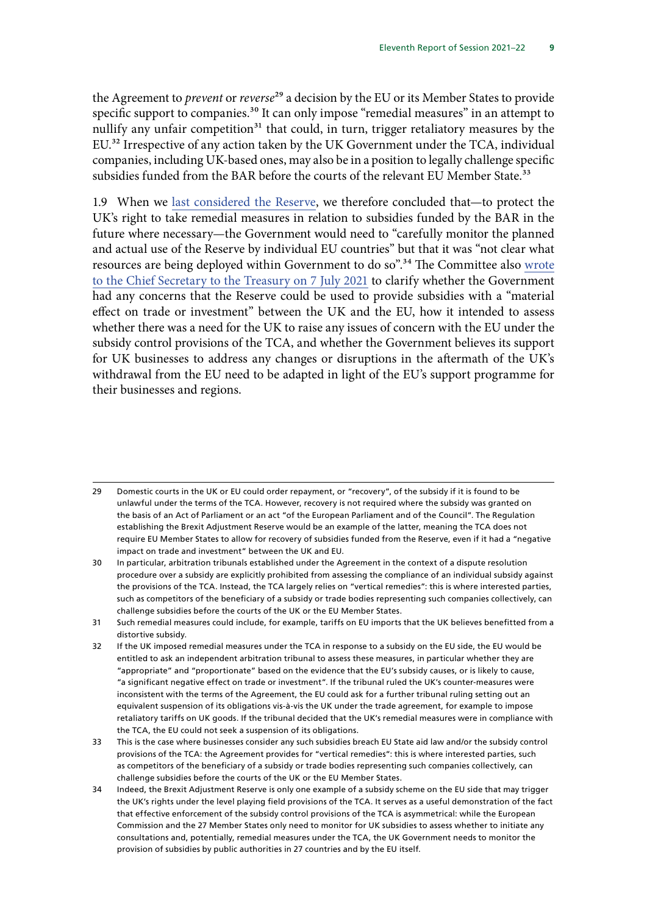the Agreement to *prevent* or *reverse*[29] a decision by the EU or its Member States to provide specific support to companies.[30] It can only impose "remedial measures" in an attempt to nullify any unfair competition[31] that could, in turn, trigger retaliatory measures by the EU.[32] Irrespective of any action taken by the UK Government under the TCA, individual companies, including UK-based ones, may also be in a position to legally challenge specific subsidies funded from the BAR before the courts of the relevant EU Member State.[33]

1.9 When we last considered the Reserve, we therefore concluded that—to protect the UK's right to take remedial measures in relation to subsidies funded by the BAR in the future where necessary—the Government would need to "carefully monitor the planned and actual use of the Reserve by individual EU countries" but that it was "not clear what resources are being deployed within Government to do so".[34] The Committee also wrote to the Chief Secretary to the Treasury on 7 July 2021 to clarify whether the Government had any concerns that the Reserve could be used to provide subsidies with a "material effect on trade or investment" between the UK and the EU, how it intended to assess whether there was a need for the UK to raise any issues of concern with the EU under the subsidy control provisions of the TCA, and whether the Government believes its support for UK businesses to address any changes or disruptions in the aftermath of the UK's withdrawal from the EU need to be adapted in light of the EU's support programme for their businesses and regions.

---

29 Domestic courts in the UK or EU could order repayment, or "recovery", of the subsidy if it is found to be unlawful under the terms of the TCA. However, recovery is not required where the subsidy was granted on the basis of an Act of Parliament or an act "of the European Parliament and of the Council". The Regulation establishing the Brexit Adjustment Reserve would be an example of the latter, meaning the TCA does not require EU Member States to allow for recovery of subsidies funded from the Reserve, even if it had a "negative impact on trade and investment" between the UK and EU.

30 In particular, arbitration tribunals established under the Agreement in the context of a dispute resolution procedure over a subsidy are explicitly prohibited from assessing the compliance of an individual subsidy against the provisions of the TCA. Instead, the TCA largely relies on "vertical remedies": this is where interested parties, such as competitors of the beneficiary of a subsidy or trade bodies representing such companies collectively, can challenge subsidies before the courts of the UK or the EU Member States.

31 Such remedial measures could include, for example, tariffs on EU imports that the UK believes benefitted from a distortive subsidy.

32 If the UK imposed remedial measures under the TCA in response to a subsidy on the EU side, the EU would be entitled to ask an independent arbitration tribunal to assess these measures, in particular whether they are "appropriate" and "proportionate" based on the evidence that the EU's subsidy causes, or is likely to cause, "a significant negative effect on trade or investment". If the tribunal ruled the UK's counter-measures were inconsistent with the terms of the Agreement, the EU could ask for a further tribunal ruling setting out an equivalent suspension of its obligations vis-à-vis the UK under the trade agreement, for example to impose retaliatory tariffs on UK goods. If the tribunal decided that the UK's remedial measures were in compliance with the TCA, the EU could not seek a suspension of its obligations.

33 This is the case where businesses consider any such subsidies breach EU State aid law and/or the subsidy control provisions of the TCA: the Agreement provides for "vertical remedies": this is where interested parties, such as competitors of the beneficiary of a subsidy or trade bodies representing such companies collectively, can challenge subsidies before the courts of the UK or the EU Member States.

34 Indeed, the Brexit Adjustment Reserve is only one example of a subsidy scheme on the EU side that may trigger the UK's rights under the level playing field provisions of the TCA. It serves as a useful demonstration of the fact that effective enforcement of the subsidy control provisions of the TCA is asymmetrical: while the European Commission and the 27 Member States only need to monitor for UK subsidies to assess whether to initiate any consultations and, potentially, remedial measures under the TCA, the UK Government needs to monitor the provision of subsidies by public authorities in 27 countries and by the EU itself.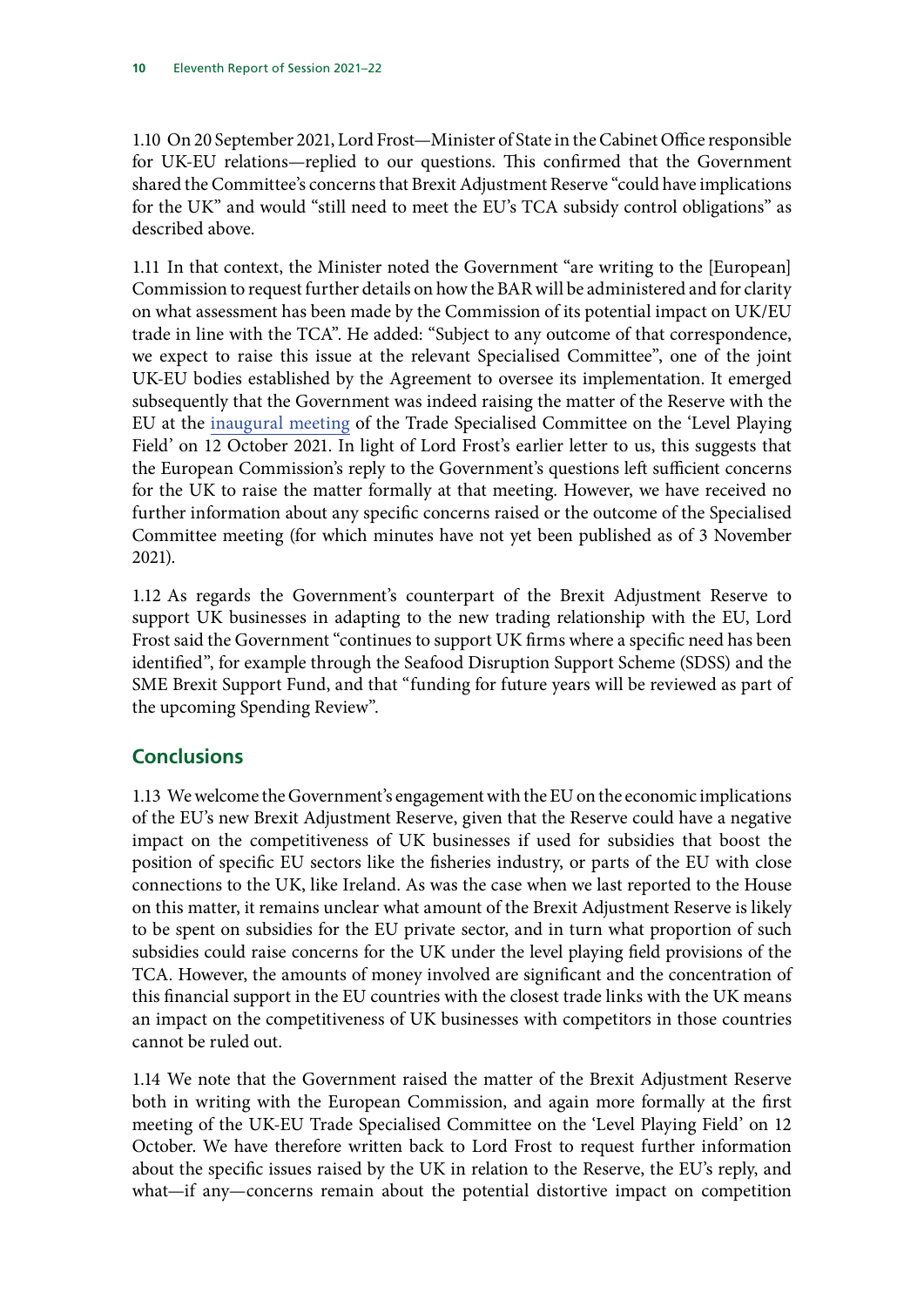1.10 On 20 September 2021, Lord Frost—Minister of State in the Cabinet Office responsible for UK-EU relations—replied to our questions. This confirmed that the Government shared the Committee's concerns that Brexit Adjustment Reserve "could have implications for the UK" and would "still need to meet the EU's TCA subsidy control obligations" as described above.

1.11 In that context, the Minister noted the Government "are writing to the [European] Commission to request further details on how the BAR will be administered and for clarity on what assessment has been made by the Commission of its potential impact on UK/EU trade in line with the TCA". He added: "Subject to any outcome of that correspondence, we expect to raise this issue at the relevant Specialised Committee", one of the joint UK-EU bodies established by the Agreement to oversee its implementation. It emerged subsequently that the Government was indeed raising the matter of the Reserve with the EU at the inaugural meeting of the Trade Specialised Committee on the 'Level Playing Field' on 12 October 2021. In light of Lord Frost's earlier letter to us, this suggests that the European Commission's reply to the Government's questions left sufficient concerns for the UK to raise the matter formally at that meeting. However, we have received no further information about any specific concerns raised or the outcome of the Specialised Committee meeting (for which minutes have not yet been published as of 3 November 2021).

1.12 As regards the Government's counterpart of the Brexit Adjustment Reserve to support UK businesses in adapting to the new trading relationship with the EU, Lord Frost said the Government "continues to support UK firms where a specific need has been identified", for example through the Seafood Disruption Support Scheme (SDSS) and the SME Brexit Support Fund, and that "funding for future years will be reviewed as part of the upcoming Spending Review".

## Conclusions

1.13 We welcome the Government's engagement with the EU on the economic implications of the EU's new Brexit Adjustment Reserve, given that the Reserve could have a negative impact on the competitiveness of UK businesses if used for subsidies that boost the position of specific EU sectors like the fisheries industry, or parts of the EU with close connections to the UK, like Ireland. As was the case when we last reported to the House on this matter, it remains unclear what amount of the Brexit Adjustment Reserve is likely to be spent on subsidies for the EU private sector, and in turn what proportion of such subsidies could raise concerns for the UK under the level playing field provisions of the TCA. However, the amounts of money involved are significant and the concentration of this financial support in the EU countries with the closest trade links with the UK means an impact on the competitiveness of UK businesses with competitors in those countries cannot be ruled out.

1.14 We note that the Government raised the matter of the Brexit Adjustment Reserve both in writing with the European Commission, and again more formally at the first meeting of the UK-EU Trade Specialised Committee on the 'Level Playing Field' on 12 October. We have therefore written back to Lord Frost to request further information about the specific issues raised by the UK in relation to the Reserve, the EU's reply, and what—if any—concerns remain about the potential distortive impact on competition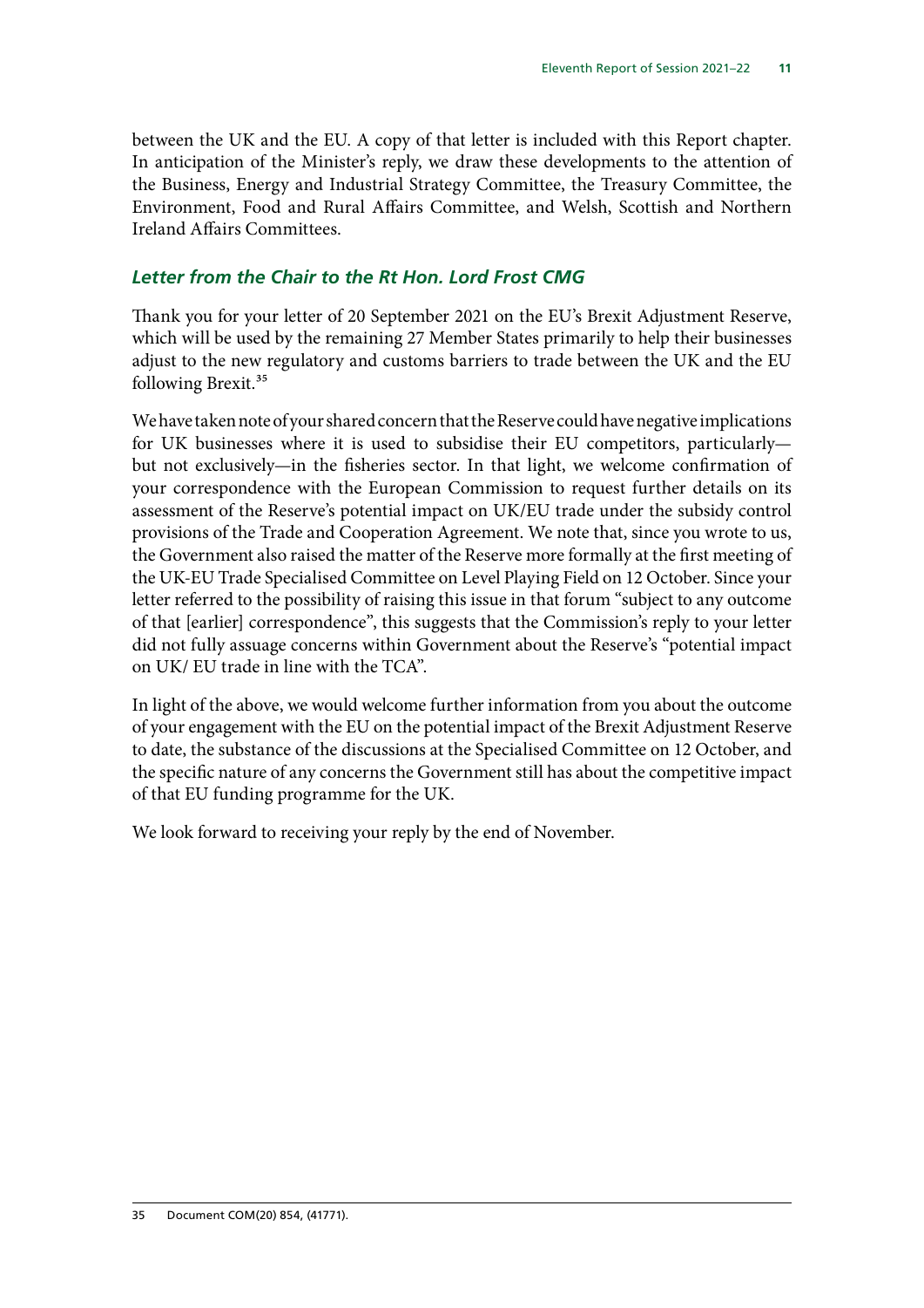between the UK and the EU. A copy of that letter is included with this Report chapter. In anticipation of the Minister's reply, we draw these developments to the attention of the Business, Energy and Industrial Strategy Committee, the Treasury Committee, the Environment, Food and Rural Affairs Committee, and Welsh, Scottish and Northern Ireland Affairs Committees.

### *Letter from the Chair to the Rt Hon. Lord Frost CMG*

Thank you for your letter of 20 September 2021 on the EU's Brexit Adjustment Reserve, which will be used by the remaining 27 Member States primarily to help their businesses adjust to the new regulatory and customs barriers to trade between the UK and the EU following Brexit.[35]

We have taken note of your shared concern that the Reserve could have negative implications for UK businesses where it is used to subsidise their EU competitors, particularly—but not exclusively—in the fisheries sector. In that light, we welcome confirmation of your correspondence with the European Commission to request further details on its assessment of the Reserve's potential impact on UK/EU trade under the subsidy control provisions of the Trade and Cooperation Agreement. We note that, since you wrote to us, the Government also raised the matter of the Reserve more formally at the first meeting of the UK-EU Trade Specialised Committee on Level Playing Field on 12 October. Since your letter referred to the possibility of raising this issue in that forum "subject to any outcome of that [earlier] correspondence", this suggests that the Commission's reply to your letter did not fully assuage concerns within Government about the Reserve's "potential impact on UK/ EU trade in line with the TCA".

In light of the above, we would welcome further information from you about the outcome of your engagement with the EU on the potential impact of the Brexit Adjustment Reserve to date, the substance of the discussions at the Specialised Committee on 12 October, and the specific nature of any concerns the Government still has about the competitive impact of that EU funding programme for the UK.

We look forward to receiving your reply by the end of November.

35 Document COM(20) 854, (41771).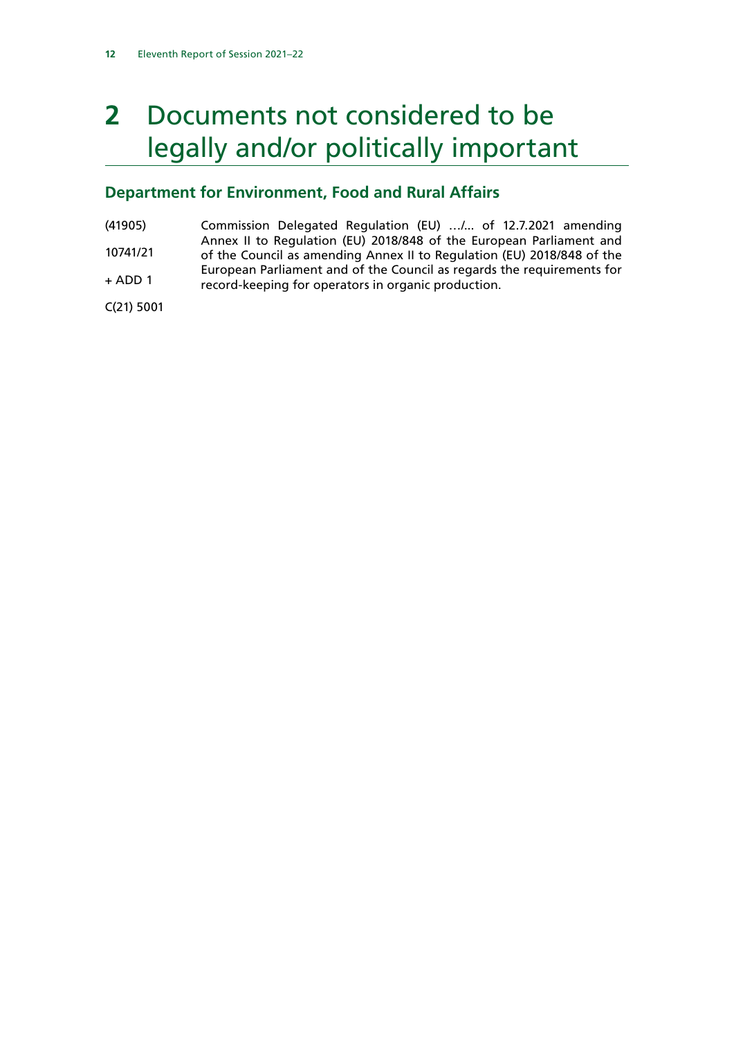# 2 Documents not considered to be legally and/or politically important

## Department for Environment, Food and Rural Affairs

| | |
|---|---|
| (41905)<br>10741/21<br>+ ADD 1<br>C(21) 5001 | Commission Delegated Regulation (EU) …/... of 12.7.2021 amending Annex II to Regulation (EU) 2018/848 of the European Parliament and of the Council as amending Annex II to Regulation (EU) 2018/848 of the European Parliament and of the Council as regards the requirements for record-keeping for operators in organic production. |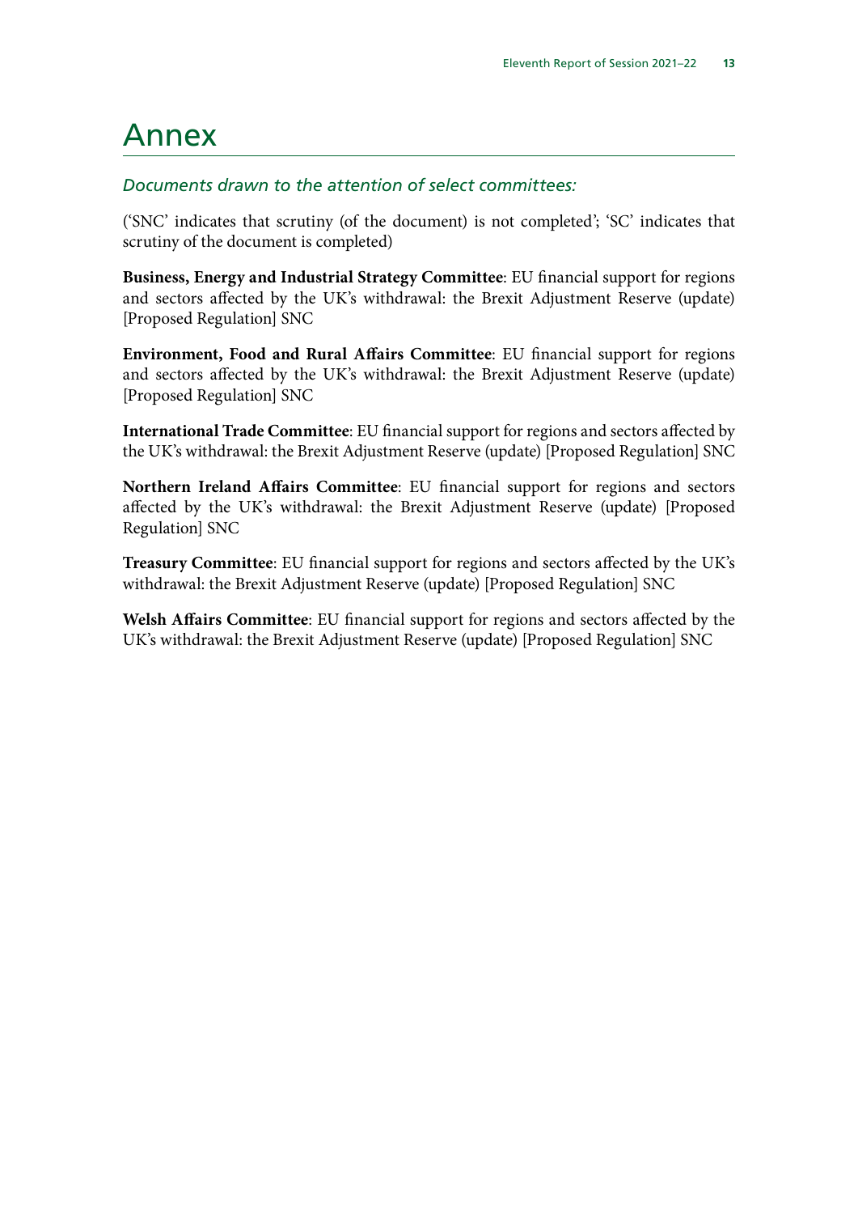# Annex

*Documents drawn to the attention of select committees:*

('SNC' indicates that scrutiny (of the document) is not completed'; 'SC' indicates that scrutiny of the document is completed)

**Business, Energy and Industrial Strategy Committee**: EU financial support for regions and sectors affected by the UK's withdrawal: the Brexit Adjustment Reserve (update) [Proposed Regulation] SNC

**Environment, Food and Rural Affairs Committee**: EU financial support for regions and sectors affected by the UK's withdrawal: the Brexit Adjustment Reserve (update) [Proposed Regulation] SNC

**International Trade Committee**: EU financial support for regions and sectors affected by the UK's withdrawal: the Brexit Adjustment Reserve (update) [Proposed Regulation] SNC

**Northern Ireland Affairs Committee**: EU financial support for regions and sectors affected by the UK's withdrawal: the Brexit Adjustment Reserve (update) [Proposed Regulation] SNC

**Treasury Committee**: EU financial support for regions and sectors affected by the UK's withdrawal: the Brexit Adjustment Reserve (update) [Proposed Regulation] SNC

**Welsh Affairs Committee**: EU financial support for regions and sectors affected by the UK's withdrawal: the Brexit Adjustment Reserve (update) [Proposed Regulation] SNC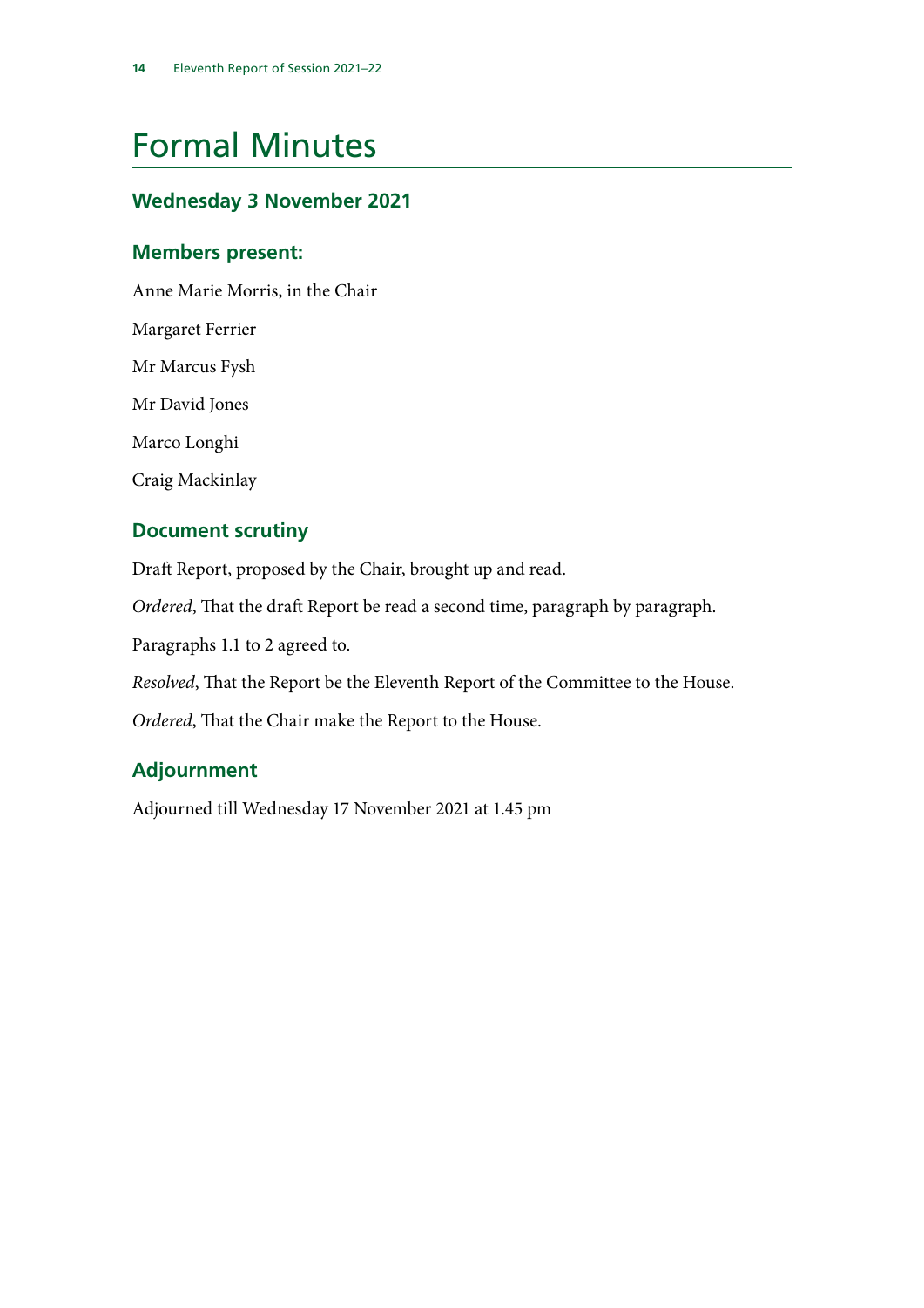# Formal Minutes

## Wednesday 3 November 2021

### Members present:

Anne Marie Morris, in the Chair

Margaret Ferrier

Mr Marcus Fysh

Mr David Jones

Marco Longhi

Craig Mackinlay

### Document scrutiny

Draft Report, proposed by the Chair, brought up and read.

*Ordered*, That the draft Report be read a second time, paragraph by paragraph.

Paragraphs 1.1 to 2 agreed to.

*Resolved*, That the Report be the Eleventh Report of the Committee to the House.

*Ordered*, That the Chair make the Report to the House.

### Adjournment

Adjourned till Wednesday 17 November 2021 at 1.45 pm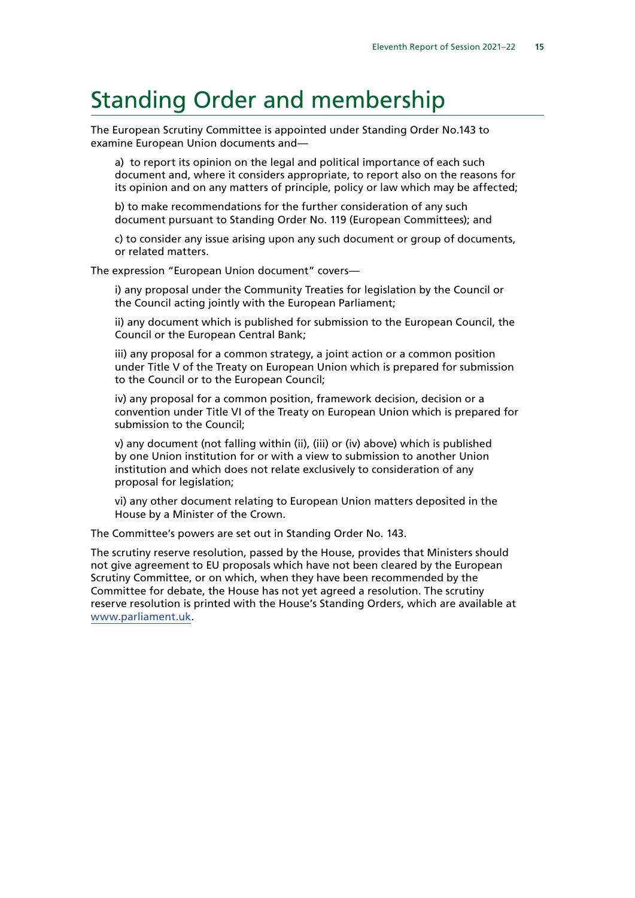# Standing Order and membership

The European Scrutiny Committee is appointed under Standing Order No.143 to examine European Union documents and—

a) to report its opinion on the legal and political importance of each such document and, where it considers appropriate, to report also on the reasons for its opinion and on any matters of principle, policy or law which may be affected;

b) to make recommendations for the further consideration of any such document pursuant to Standing Order No. 119 (European Committees); and

c) to consider any issue arising upon any such document or group of documents, or related matters.

The expression "European Union document" covers—

i) any proposal under the Community Treaties for legislation by the Council or the Council acting jointly with the European Parliament;

ii) any document which is published for submission to the European Council, the Council or the European Central Bank;

iii) any proposal for a common strategy, a joint action or a common position under Title V of the Treaty on European Union which is prepared for submission to the Council or to the European Council;

iv) any proposal for a common position, framework decision, decision or a convention under Title VI of the Treaty on European Union which is prepared for submission to the Council;

v) any document (not falling within (ii), (iii) or (iv) above) which is published by one Union institution for or with a view to submission to another Union institution and which does not relate exclusively to consideration of any proposal for legislation;

vi) any other document relating to European Union matters deposited in the House by a Minister of the Crown.

The Committee's powers are set out in Standing Order No. 143.

The scrutiny reserve resolution, passed by the House, provides that Ministers should not give agreement to EU proposals which have not been cleared by the European Scrutiny Committee, or on which, when they have been recommended by the Committee for debate, the House has not yet agreed a resolution. The scrutiny reserve resolution is printed with the House's Standing Orders, which are available at www.parliament.uk.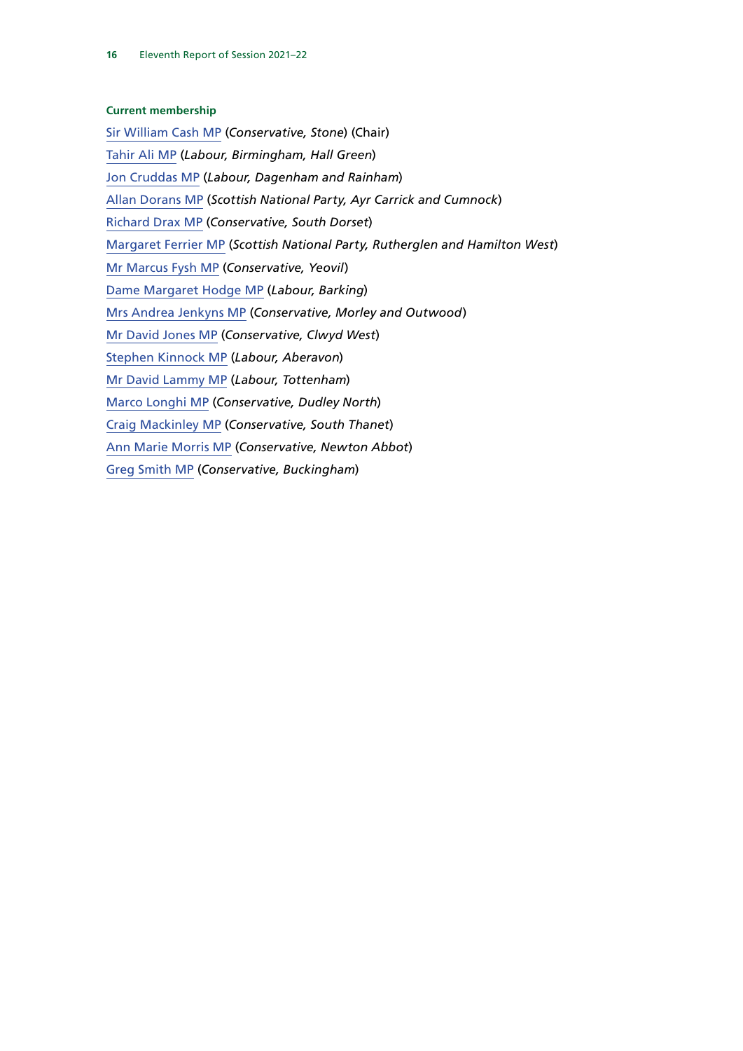**Current membership**

Sir William Cash MP (*Conservative, Stone*) (Chair)

Tahir Ali MP (*Labour, Birmingham, Hall Green*)

Jon Cruddas MP (*Labour, Dagenham and Rainham*)

Allan Dorans MP (*Scottish National Party, Ayr Carrick and Cumnock*)

Richard Drax MP (*Conservative, South Dorset*)

Margaret Ferrier MP (*Scottish National Party, Rutherglen and Hamilton West*)

Mr Marcus Fysh MP (*Conservative, Yeovil*)

Dame Margaret Hodge MP (*Labour, Barking*)

Mrs Andrea Jenkyns MP (*Conservative, Morley and Outwood*)

Mr David Jones MP (*Conservative, Clwyd West*)

Stephen Kinnock MP (*Labour, Aberavon*)

Mr David Lammy MP (*Labour, Tottenham*)

Marco Longhi MP (*Conservative, Dudley North*)

Craig Mackinley MP (*Conservative, South Thanet*)

Ann Marie Morris MP (*Conservative, Newton Abbot*)

Greg Smith MP (*Conservative, Buckingham*)